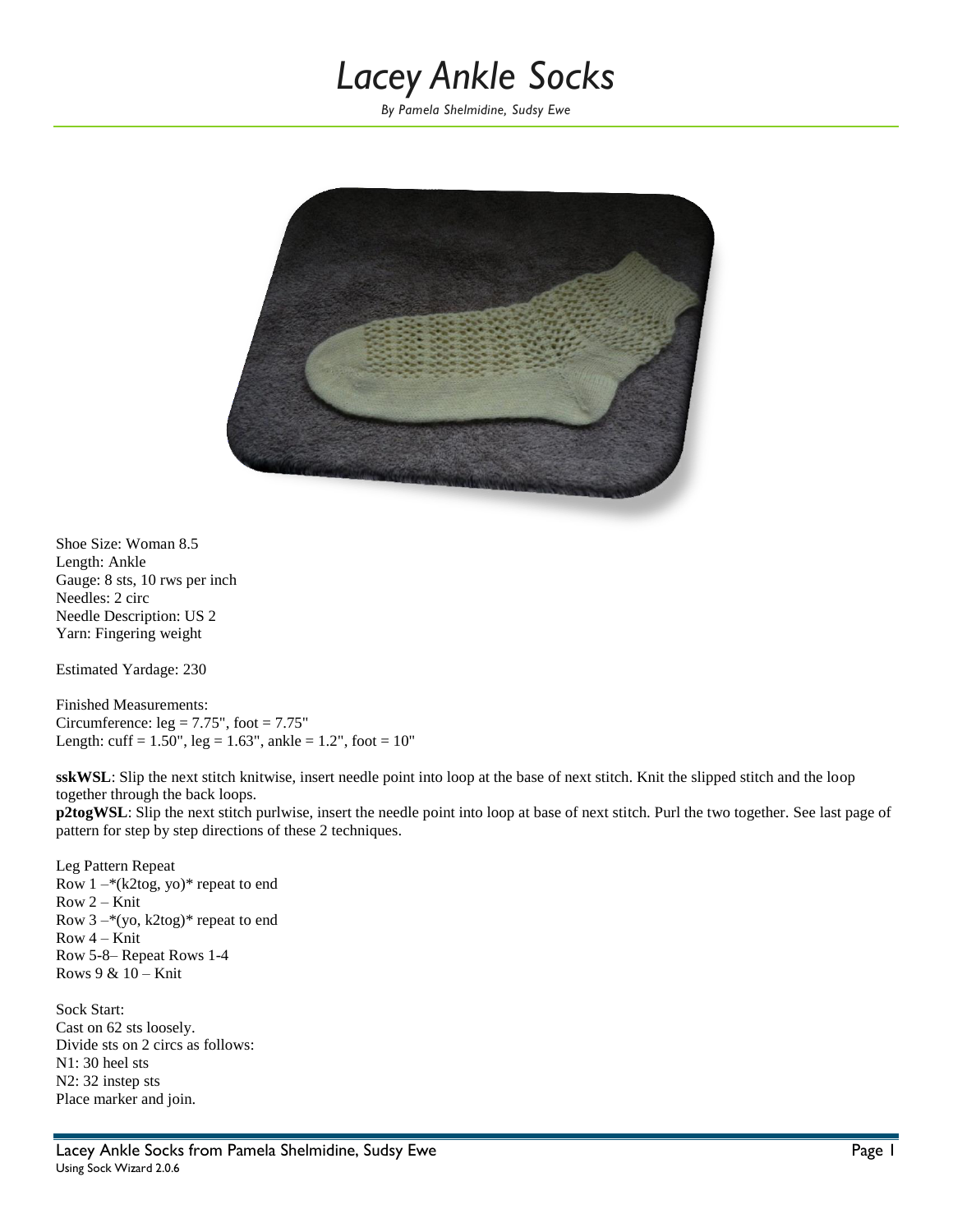# *Lacey Ankle Socks*

*By Pamela Shelmidine, Sudsy Ewe*

Shoe Size: Woman 8.5
Length: Ankle
Gauge: 8 sts, 10 rws per inch
Needles: 2 circ
Needle Description: US 2
Yarn: Fingering weight

Estimated Yardage: 230

Finished Measurements:
Circumference: leg = 7.75", foot = 7.75"
Length: cuff = 1.50", leg = 1.63", ankle = 1.2", foot = 10"

**sskWSL**: Slip the next stitch knitwise, insert needle point into loop at the base of next stitch. Knit the slipped stitch and the loop together through the back loops.
**p2togWSL**: Slip the next stitch purlwise, insert the needle point into loop at base of next stitch. Purl the two together. See last page of pattern for step by step directions of these 2 techniques.

Leg Pattern Repeat
Row 1 –*(k2tog, yo)* repeat to end
Row 2 – Knit
Row 3 –*(yo, k2tog)* repeat to end
Row 4 – Knit
Row 5-8– Repeat Rows 1-4
Rows 9 & 10 – Knit

Sock Start:
Cast on 62 sts loosely.
Divide sts on 2 circs as follows:
N1: 30 heel sts
N2: 32 instep sts
Place marker and join.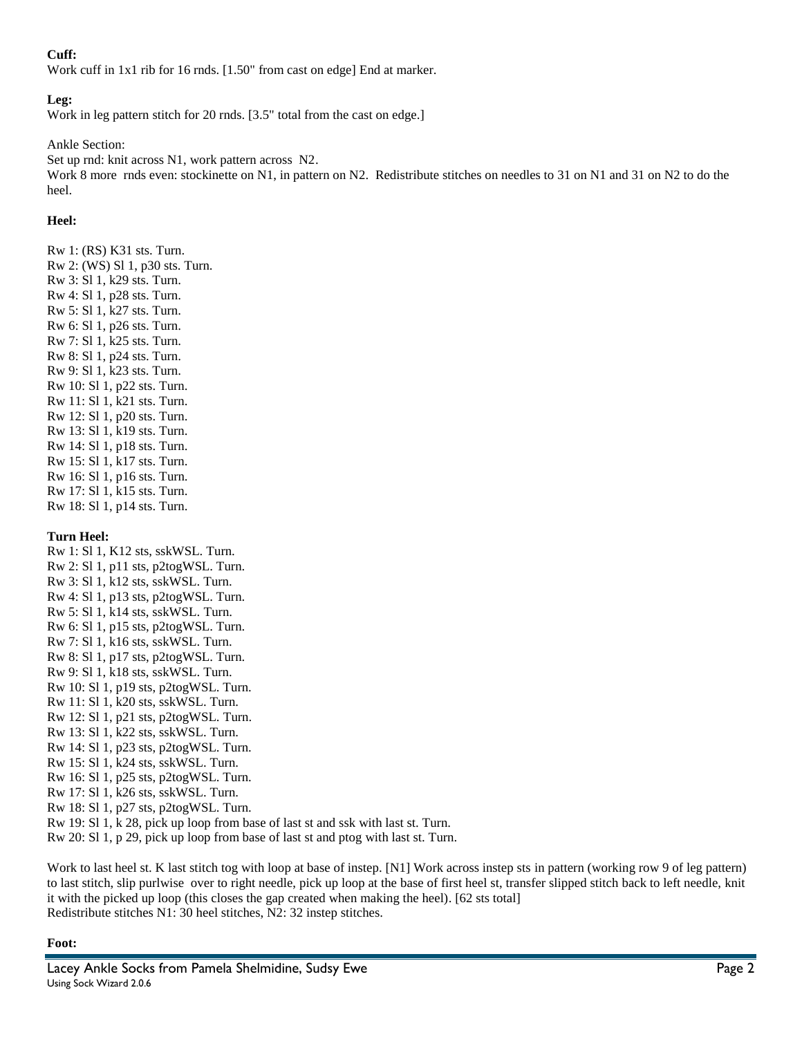**Cuff:**
Work cuff in 1x1 rib for 16 rnds. [1.50" from cast on edge] End at marker.

**Leg:**
Work in leg pattern stitch for 20 rnds. [3.5" total from the cast on edge.]

Ankle Section:
Set up rnd: knit across N1, work pattern across N2.
Work 8 more rnds even: stockinette on N1, in pattern on N2. Redistribute stitches on needles to 31 on N1 and 31 on N2 to do the heel.

**Heel:**

Rw 1: (RS) K31 sts. Turn.
Rw 2: (WS) Sl 1, p30 sts. Turn.
Rw 3: Sl 1, k29 sts. Turn.
Rw 4: Sl 1, p28 sts. Turn.
Rw 5: Sl 1, k27 sts. Turn.
Rw 6: Sl 1, p26 sts. Turn.
Rw 7: Sl 1, k25 sts. Turn.
Rw 8: Sl 1, p24 sts. Turn.
Rw 9: Sl 1, k23 sts. Turn.
Rw 10: Sl 1, p22 sts. Turn.
Rw 11: Sl 1, k21 sts. Turn.
Rw 12: Sl 1, p20 sts. Turn.
Rw 13: Sl 1, k19 sts. Turn.
Rw 14: Sl 1, p18 sts. Turn.
Rw 15: Sl 1, k17 sts. Turn.
Rw 16: Sl 1, p16 sts. Turn.
Rw 17: Sl 1, k15 sts. Turn.
Rw 18: Sl 1, p14 sts. Turn.

**Turn Heel:**
Rw 1: Sl 1, K12 sts, sskWSL. Turn.
Rw 2: Sl 1, p11 sts, p2togWSL. Turn.
Rw 3: Sl 1, k12 sts, sskWSL. Turn.
Rw 4: Sl 1, p13 sts, p2togWSL. Turn.
Rw 5: Sl 1, k14 sts, sskWSL. Turn.
Rw 6: Sl 1, p15 sts, p2togWSL. Turn.
Rw 7: Sl 1, k16 sts, sskWSL. Turn.
Rw 8: Sl 1, p17 sts, p2togWSL. Turn.
Rw 9: Sl 1, k18 sts, sskWSL. Turn.
Rw 10: Sl 1, p19 sts, p2togWSL. Turn.
Rw 11: Sl 1, k20 sts, sskWSL. Turn.
Rw 12: Sl 1, p21 sts, p2togWSL. Turn.
Rw 13: Sl 1, k22 sts, sskWSL. Turn.
Rw 14: Sl 1, p23 sts, p2togWSL. Turn.
Rw 15: Sl 1, k24 sts, sskWSL. Turn.
Rw 16: Sl 1, p25 sts, p2togWSL. Turn.
Rw 17: Sl 1, k26 sts, sskWSL. Turn.
Rw 18: Sl 1, p27 sts, p2togWSL. Turn.
Rw 19: Sl 1, k 28, pick up loop from base of last st and ssk with last st. Turn.
Rw 20: Sl 1, p 29, pick up loop from base of last st and ptog with last st. Turn.

Work to last heel st. K last stitch tog with loop at base of instep. [N1] Work across instep sts in pattern (working row 9 of leg pattern) to last stitch, slip purlwise over to right needle, pick up loop at the base of first heel st, transfer slipped stitch back to left needle, knit it with the picked up loop (this closes the gap created when making the heel). [62 sts total]
Redistribute stitches N1: 30 heel stitches, N2: 32 instep stitches.

**Foot:**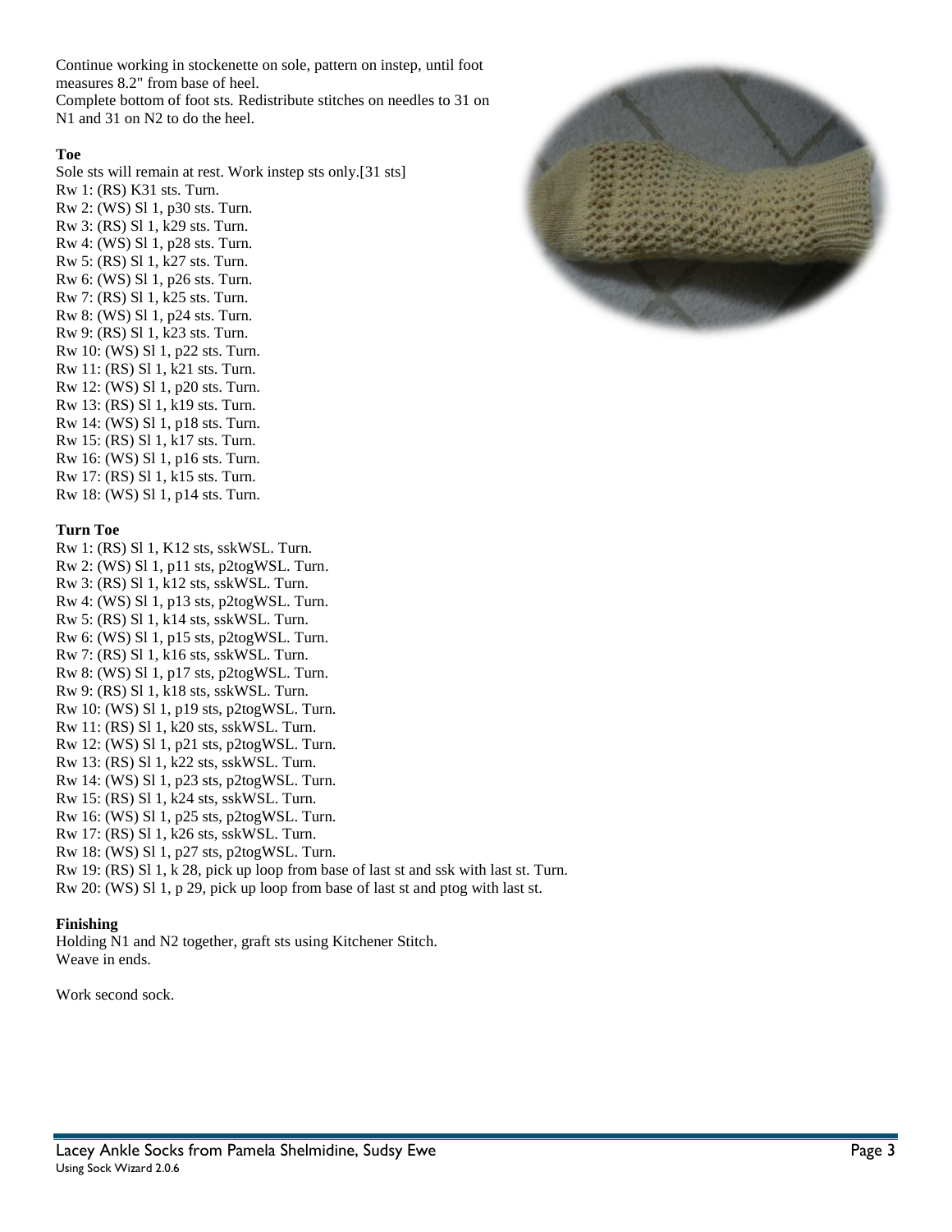Continue working in stockenette on sole, pattern on instep, until foot measures 8.2" from base of heel.
Complete bottom of foot sts. Redistribute stitches on needles to 31 on N1 and 31 on N2 to do the heel.

**Toe**

Sole sts will remain at rest. Work instep sts only.[31 sts]
Rw 1: (RS) K31 sts. Turn.
Rw 2: (WS) Sl 1, p30 sts. Turn.
Rw 3: (RS) Sl 1, k29 sts. Turn.
Rw 4: (WS) Sl 1, p28 sts. Turn.
Rw 5: (RS) Sl 1, k27 sts. Turn.
Rw 6: (WS) Sl 1, p26 sts. Turn.
Rw 7: (RS) Sl 1, k25 sts. Turn.
Rw 8: (WS) Sl 1, p24 sts. Turn.
Rw 9: (RS) Sl 1, k23 sts. Turn.
Rw 10: (WS) Sl 1, p22 sts. Turn.
Rw 11: (RS) Sl 1, k21 sts. Turn.
Rw 12: (WS) Sl 1, p20 sts. Turn.
Rw 13: (RS) Sl 1, k19 sts. Turn.
Rw 14: (WS) Sl 1, p18 sts. Turn.
Rw 15: (RS) Sl 1, k17 sts. Turn.
Rw 16: (WS) Sl 1, p16 sts. Turn.
Rw 17: (RS) Sl 1, k15 sts. Turn.
Rw 18: (WS) Sl 1, p14 sts. Turn.

**Turn Toe**

Rw 1: (RS) Sl 1, K12 sts, sskWSL. Turn.
Rw 2: (WS) Sl 1, p11 sts, p2togWSL. Turn.
Rw 3: (RS) Sl 1, k12 sts, sskWSL. Turn.
Rw 4: (WS) Sl 1, p13 sts, p2togWSL. Turn.
Rw 5: (RS) Sl 1, k14 sts, sskWSL. Turn.
Rw 6: (WS) Sl 1, p15 sts, p2togWSL. Turn.
Rw 7: (RS) Sl 1, k16 sts, sskWSL. Turn.
Rw 8: (WS) Sl 1, p17 sts, p2togWSL. Turn.
Rw 9: (RS) Sl 1, k18 sts, sskWSL. Turn.
Rw 10: (WS) Sl 1, p19 sts, p2togWSL. Turn.
Rw 11: (RS) Sl 1, k20 sts, sskWSL. Turn.
Rw 12: (WS) Sl 1, p21 sts, p2togWSL. Turn.
Rw 13: (RS) Sl 1, k22 sts, sskWSL. Turn.
Rw 14: (WS) Sl 1, p23 sts, p2togWSL. Turn.
Rw 15: (RS) Sl 1, k24 sts, sskWSL. Turn.
Rw 16: (WS) Sl 1, p25 sts, p2togWSL. Turn.
Rw 17: (RS) Sl 1, k26 sts, sskWSL. Turn.
Rw 18: (WS) Sl 1, p27 sts, p2togWSL. Turn.
Rw 19: (RS) Sl 1, k 28, pick up loop from base of last st and ssk with last st. Turn.
Rw 20: (WS) Sl 1, p 29, pick up loop from base of last st and ptog with last st.

**Finishing**

Holding N1 and N2 together, graft sts using Kitchener Stitch.
Weave in ends.

Work second sock.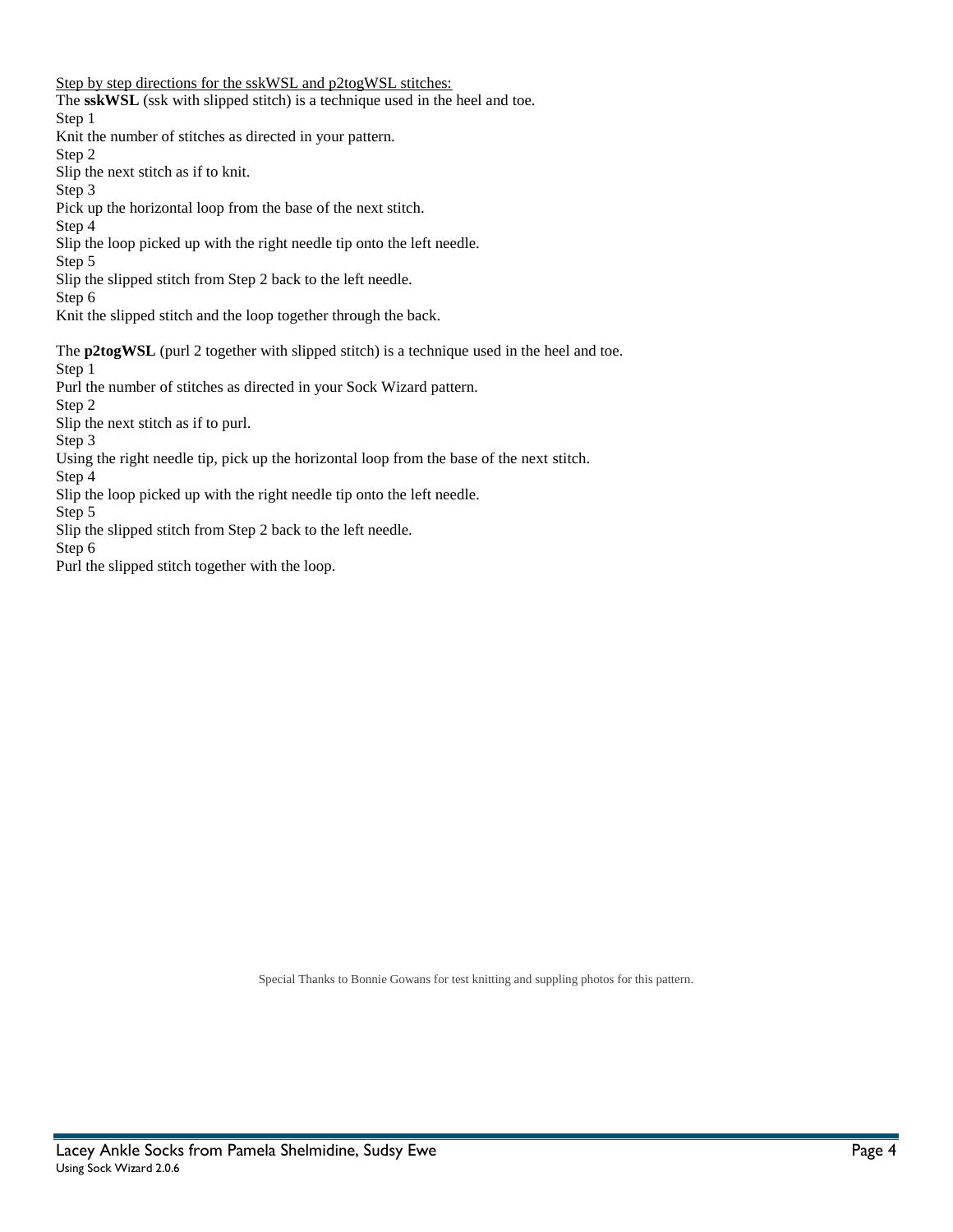Step by step directions for the sskWSL and p2togWSL stitches:

The **sskWSL** (ssk with slipped stitch) is a technique used in the heel and toe.

Step 1

Knit the number of stitches as directed in your pattern.

Step 2

Slip the next stitch as if to knit.

Step 3

Pick up the horizontal loop from the base of the next stitch.

Step 4

Slip the loop picked up with the right needle tip onto the left needle.

Step 5

Slip the slipped stitch from Step 2 back to the left needle.

Step 6

Knit the slipped stitch and the loop together through the back.

The **p2togWSL** (purl 2 together with slipped stitch) is a technique used in the heel and toe.

Step 1

Purl the number of stitches as directed in your Sock Wizard pattern.

Step 2

Slip the next stitch as if to purl.

Step 3

Using the right needle tip, pick up the horizontal loop from the base of the next stitch.

Step 4

Slip the loop picked up with the right needle tip onto the left needle.

Step 5

Slip the slipped stitch from Step 2 back to the left needle.

Step 6

Purl the slipped stitch together with the loop.

Special Thanks to Bonnie Gowans for test knitting and suppling photos for this pattern.